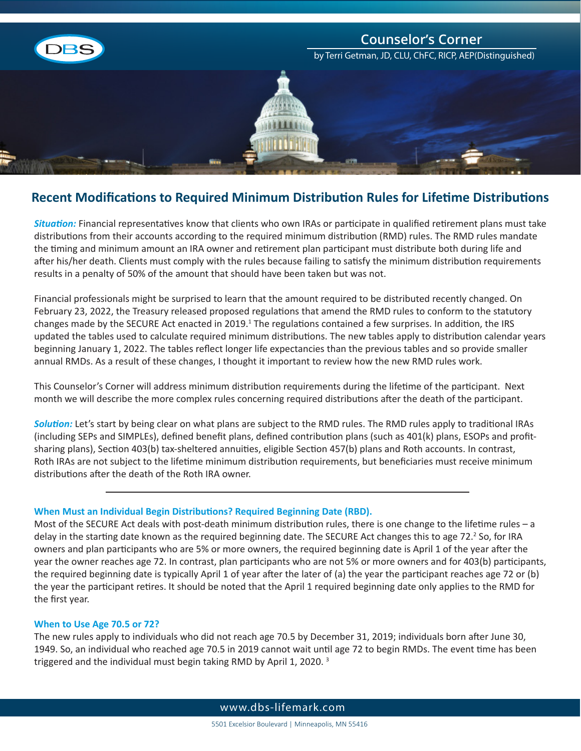# Counselor's Corner

by Terri Getman, JD, CLU, ChFC, RICP, AEP(Distinguished)

## Recent Modifications to Required Minimum Distribution Rules for Lifetime Distributions

***Situation:*** Financial representatives know that clients who own IRAs or participate in qualified retirement plans must take distributions from their accounts according to the required minimum distribution (RMD) rules. The RMD rules mandate the timing and minimum amount an IRA owner and retirement plan participant must distribute both during life and after his/her death. Clients must comply with the rules because failing to satisfy the minimum distribution requirements results in a penalty of 50% of the amount that should have been taken but was not.

Financial professionals might be surprised to learn that the amount required to be distributed recently changed. On February 23, 2022, the Treasury released proposed regulations that amend the RMD rules to conform to the statutory changes made by the SECURE Act enacted in 2019.[1] The regulations contained a few surprises. In addition, the IRS updated the tables used to calculate required minimum distributions. The new tables apply to distribution calendar years beginning January 1, 2022. The tables reflect longer life expectancies than the previous tables and so provide smaller annual RMDs. As a result of these changes, I thought it important to review how the new RMD rules work.

This Counselor's Corner will address minimum distribution requirements during the lifetime of the participant. Next month we will describe the more complex rules concerning required distributions after the death of the participant.

***Solution:*** Let's start by being clear on what plans are subject to the RMD rules. The RMD rules apply to traditional IRAs (including SEPs and SIMPLEs), defined benefit plans, defined contribution plans (such as 401(k) plans, ESOPs and profit-sharing plans), Section 403(b) tax-sheltered annuities, eligible Section 457(b) plans and Roth accounts. In contrast, Roth IRAs are not subject to the lifetime minimum distribution requirements, but beneficiaries must receive minimum distributions after the death of the Roth IRA owner.

---

### When Must an Individual Begin Distributions? Required Beginning Date (RBD).

Most of the SECURE Act deals with post-death minimum distribution rules, there is one change to the lifetime rules – a delay in the starting date known as the required beginning date. The SECURE Act changes this to age 72.[2] So, for IRA owners and plan participants who are 5% or more owners, the required beginning date is April 1 of the year after the year the owner reaches age 72. In contrast, plan participants who are not 5% or more owners and for 403(b) participants, the required beginning date is typically April 1 of year after the later of (a) the year the participant reaches age 72 or (b) the year the participant retires. It should be noted that the April 1 required beginning date only applies to the RMD for the first year.

### When to Use Age 70.5 or 72?

The new rules apply to individuals who did not reach age 70.5 by December 31, 2019; individuals born after June 30, 1949. So, an individual who reached age 70.5 in 2019 cannot wait until age 72 to begin RMDs. The event time has been triggered and the individual must begin taking RMD by April 1, 2020.[3]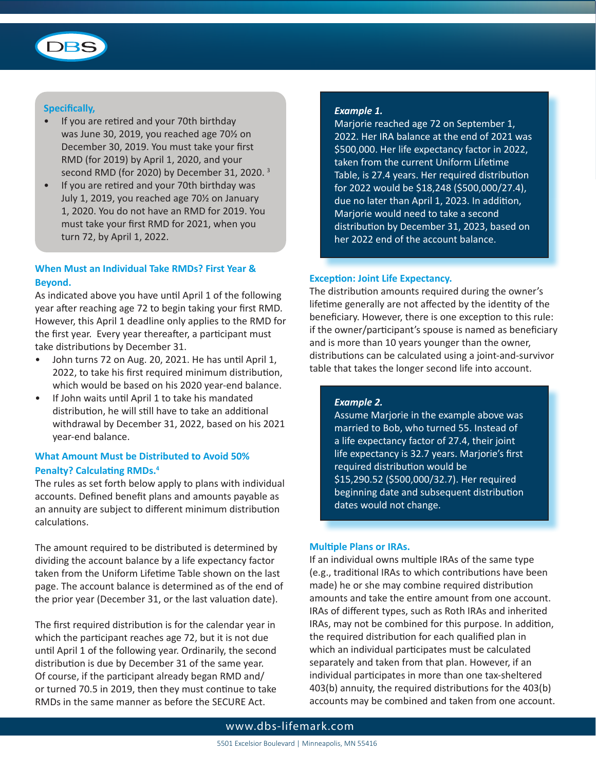**Specifically,**

- If you are retired and your 70th birthday was June 30, 2019, you reached age 70½ on December 30, 2019. You must take your first RMD (for 2019) by April 1, 2020, and your second RMD (for 2020) by December 31, 2020. [3]
- If you are retired and your 70th birthday was July 1, 2019, you reached age 70½ on January 1, 2020. You do not have an RMD for 2019. You must take your first RMD for 2021, when you turn 72, by April 1, 2022.

### When Must an Individual Take RMDs? First Year & Beyond.

As indicated above you have until April 1 of the following year after reaching age 72 to begin taking your first RMD. However, this April 1 deadline only applies to the RMD for the first year. Every year thereafter, a participant must take distributions by December 31.

- John turns 72 on Aug. 20, 2021. He has until April 1, 2022, to take his first required minimum distribution, which would be based on his 2020 year-end balance.
- If John waits until April 1 to take his mandated distribution, he will still have to take an additional withdrawal by December 31, 2022, based on his 2021 year-end balance.

### What Amount Must be Distributed to Avoid 50% Penalty? Calculating RMDs.[4]

The rules as set forth below apply to plans with individual accounts. Defined benefit plans and amounts payable as an annuity are subject to different minimum distribution calculations.

The amount required to be distributed is determined by dividing the account balance by a life expectancy factor taken from the Uniform Lifetime Table shown on the last page. The account balance is determined as of the end of the prior year (December 31, or the last valuation date).

The first required distribution is for the calendar year in which the participant reaches age 72, but it is not due until April 1 of the following year. Ordinarily, the second distribution is due by December 31 of the same year. Of course, if the participant already began RMD and/or turned 70.5 in 2019, then they must continue to take RMDs in the same manner as before the SECURE Act.

> ***Example 1.***
> Marjorie reached age 72 on September 1, 2022. Her IRA balance at the end of 2021 was $500,000. Her life expectancy factor in 2022, taken from the current Uniform Lifetime Table, is 27.4 years. Her required distribution for 2022 would be $18,248 ($500,000/27.4), due no later than April 1, 2023. In addition, Marjorie would need to take a second distribution by December 31, 2023, based on her 2022 end of the account balance.

### Exception: Joint Life Expectancy.

The distribution amounts required during the owner's lifetime generally are not affected by the identity of the beneficiary. However, there is one exception to this rule: if the owner/participant's spouse is named as beneficiary and is more than 10 years younger than the owner, distributions can be calculated using a joint-and-survivor table that takes the longer second life into account.

> ***Example 2.***
> Assume Marjorie in the example above was married to Bob, who turned 55. Instead of a life expectancy factor of 27.4, their joint life expectancy is 32.7 years. Marjorie's first required distribution would be $15,290.52 ($500,000/32.7). Her required beginning date and subsequent distribution dates would not change.

### Multiple Plans or IRAs.

If an individual owns multiple IRAs of the same type (e.g., traditional IRAs to which contributions have been made) he or she may combine required distribution amounts and take the entire amount from one account. IRAs of different types, such as Roth IRAs and inherited IRAs, may not be combined for this purpose. In addition, the required distribution for each qualified plan in which an individual participates must be calculated separately and taken from that plan. However, if an individual participates in more than one tax-sheltered 403(b) annuity, the required distributions for the 403(b) accounts may be combined and taken from one account.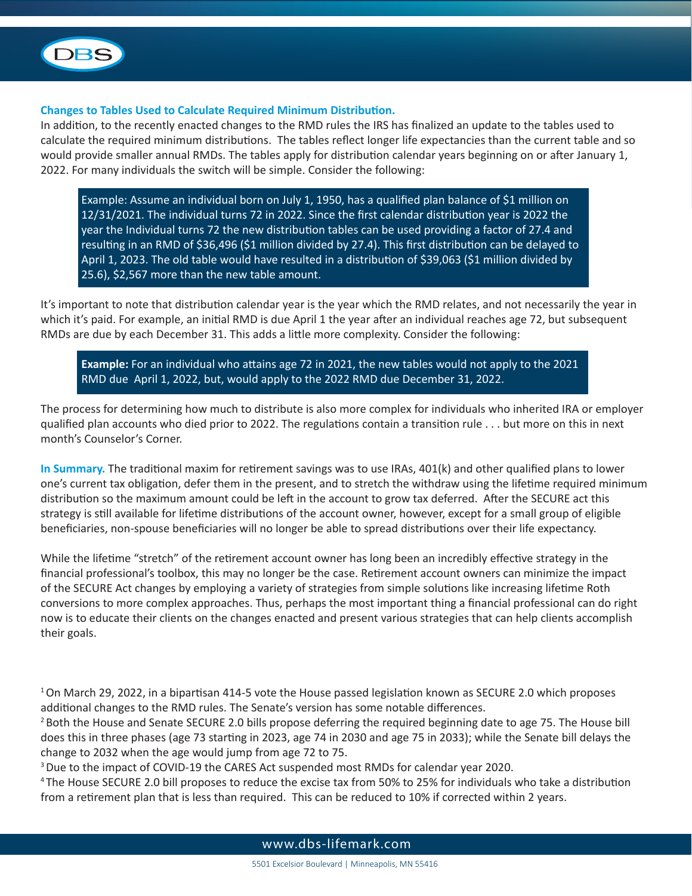**Changes to Tables Used to Calculate Required Minimum Distribution.**

In addition, to the recently enacted changes to the RMD rules the IRS has finalized an update to the tables used to calculate the required minimum distributions. The tables reflect longer life expectancies than the current table and so would provide smaller annual RMDs. The tables apply for distribution calendar years beginning on or after January 1, 2022. For many individuals the switch will be simple. Consider the following:

> Example: Assume an individual born on July 1, 1950, has a qualified plan balance of $1 million on 12/31/2021. The individual turns 72 in 2022. Since the first calendar distribution year is 2022 the year the Individual turns 72 the new distribution tables can be used providing a factor of 27.4 and resulting in an RMD of $36,496 ($1 million divided by 27.4). This first distribution can be delayed to April 1, 2023. The old table would have resulted in a distribution of $39,063 ($1 million divided by 25.6), $2,567 more than the new table amount.

It's important to note that distribution calendar year is the year which the RMD relates, and not necessarily the year in which it's paid. For example, an initial RMD is due April 1 the year after an individual reaches age 72, but subsequent RMDs are due by each December 31. This adds a little more complexity. Consider the following:

> **Example:** For an individual who attains age 72 in 2021, the new tables would not apply to the 2021 RMD due April 1, 2022, but, would apply to the 2022 RMD due December 31, 2022.

The process for determining how much to distribute is also more complex for individuals who inherited IRA or employer qualified plan accounts who died prior to 2022. The regulations contain a transition rule . . . but more on this in next month's Counselor's Corner.

**In Summary.** The traditional maxim for retirement savings was to use IRAs, 401(k) and other qualified plans to lower one's current tax obligation, defer them in the present, and to stretch the withdraw using the lifetime required minimum distribution so the maximum amount could be left in the account to grow tax deferred. After the SECURE act this strategy is still available for lifetime distributions of the account owner, however, except for a small group of eligible beneficiaries, non-spouse beneficiaries will no longer be able to spread distributions over their life expectancy.

While the lifetime "stretch" of the retirement account owner has long been an incredibly effective strategy in the financial professional's toolbox, this may no longer be the case. Retirement account owners can minimize the impact of the SECURE Act changes by employing a variety of strategies from simple solutions like increasing lifetime Roth conversions to more complex approaches. Thus, perhaps the most important thing a financial professional can do right now is to educate their clients on the changes enacted and present various strategies that can help clients accomplish their goals.

---

[1] On March 29, 2022, in a bipartisan 414-5 vote the House passed legislation known as SECURE 2.0 which proposes additional changes to the RMD rules. The Senate's version has some notable differences.

[2] Both the House and Senate SECURE 2.0 bills propose deferring the required beginning date to age 75. The House bill does this in three phases (age 73 starting in 2023, age 74 in 2030 and age 75 in 2033); while the Senate bill delays the change to 2032 when the age would jump from age 72 to 75.

[3] Due to the impact of COVID-19 the CARES Act suspended most RMDs for calendar year 2020.

[4] The House SECURE 2.0 bill proposes to reduce the excise tax from 50% to 25% for individuals who take a distribution from a retirement plan that is less than required. This can be reduced to 10% if corrected within 2 years.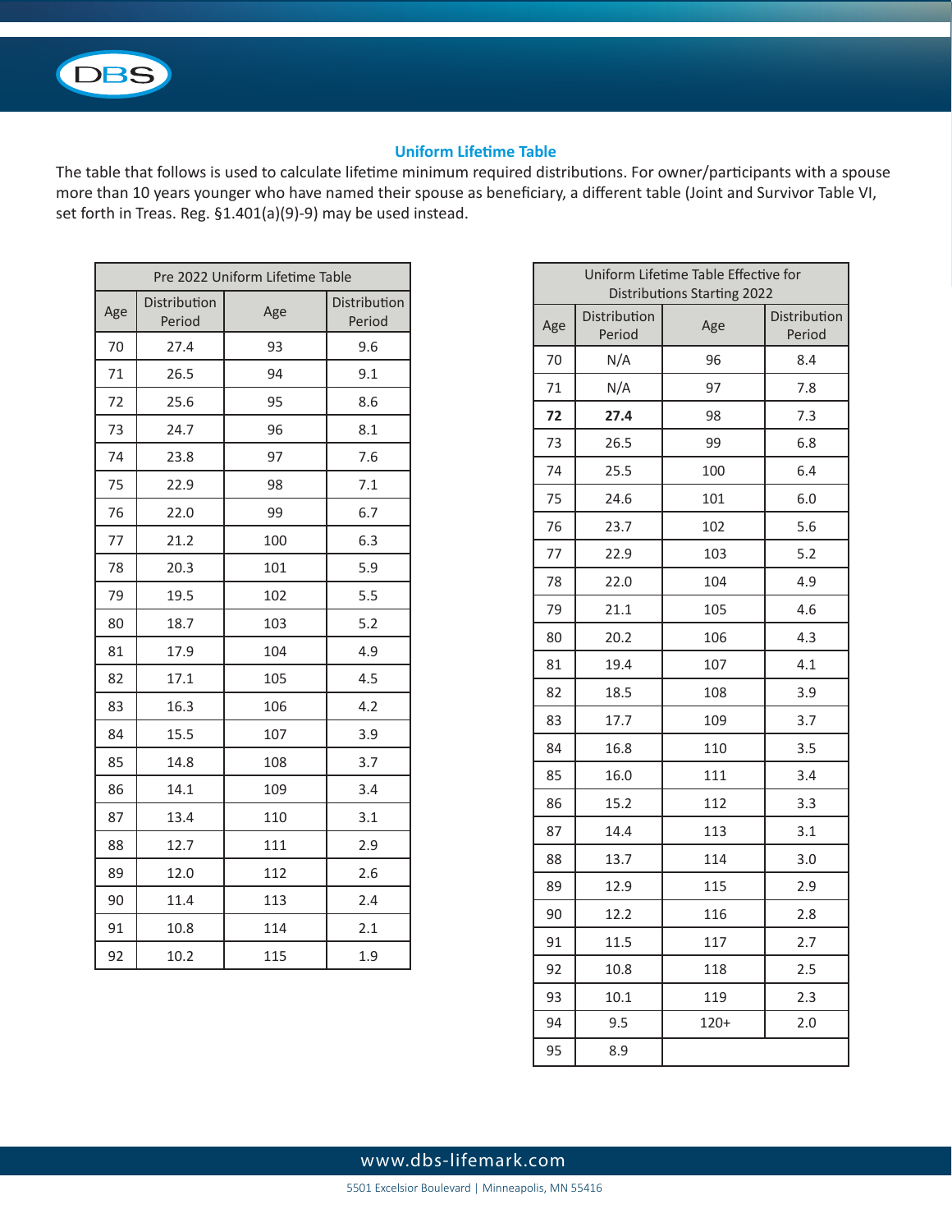## Uniform Lifetime Table

The table that follows is used to calculate lifetime minimum required distributions. For owner/participants with a spouse more than 10 years younger who have named their spouse as beneficiary, a different table (Joint and Survivor Table VI, set forth in Treas. Reg. §1.401(a)(9)-9) may be used instead.

| Pre 2022 Uniform Lifetime Table | | | |
|---|---|---|---|
| Age | Distribution Period | Age | Distribution Period |
| 70 | 27.4 | 93 | 9.6 |
| 71 | 26.5 | 94 | 9.1 |
| 72 | 25.6 | 95 | 8.6 |
| 73 | 24.7 | 96 | 8.1 |
| 74 | 23.8 | 97 | 7.6 |
| 75 | 22.9 | 98 | 7.1 |
| 76 | 22.0 | 99 | 6.7 |
| 77 | 21.2 | 100 | 6.3 |
| 78 | 20.3 | 101 | 5.9 |
| 79 | 19.5 | 102 | 5.5 |
| 80 | 18.7 | 103 | 5.2 |
| 81 | 17.9 | 104 | 4.9 |
| 82 | 17.1 | 105 | 4.5 |
| 83 | 16.3 | 106 | 4.2 |
| 84 | 15.5 | 107 | 3.9 |
| 85 | 14.8 | 108 | 3.7 |
| 86 | 14.1 | 109 | 3.4 |
| 87 | 13.4 | 110 | 3.1 |
| 88 | 12.7 | 111 | 2.9 |
| 89 | 12.0 | 112 | 2.6 |
| 90 | 11.4 | 113 | 2.4 |
| 91 | 10.8 | 114 | 2.1 |
| 92 | 10.2 | 115 | 1.9 |

| Uniform Lifetime Table Effective for Distributions Starting 2022 | | | |
|---|---|---|---|
| Age | Distribution Period | Age | Distribution Period |
| 70 | N/A | 96 | 8.4 |
| 71 | N/A | 97 | 7.8 |
| **72** | **27.4** | 98 | 7.3 |
| 73 | 26.5 | 99 | 6.8 |
| 74 | 25.5 | 100 | 6.4 |
| 75 | 24.6 | 101 | 6.0 |
| 76 | 23.7 | 102 | 5.6 |
| 77 | 22.9 | 103 | 5.2 |
| 78 | 22.0 | 104 | 4.9 |
| 79 | 21.1 | 105 | 4.6 |
| 80 | 20.2 | 106 | 4.3 |
| 81 | 19.4 | 107 | 4.1 |
| 82 | 18.5 | 108 | 3.9 |
| 83 | 17.7 | 109 | 3.7 |
| 84 | 16.8 | 110 | 3.5 |
| 85 | 16.0 | 111 | 3.4 |
| 86 | 15.2 | 112 | 3.3 |
| 87 | 14.4 | 113 | 3.1 |
| 88 | 13.7 | 114 | 3.0 |
| 89 | 12.9 | 115 | 2.9 |
| 90 | 12.2 | 116 | 2.8 |
| 91 | 11.5 | 117 | 2.7 |
| 92 | 10.8 | 118 | 2.5 |
| 93 | 10.1 | 119 | 2.3 |
| 94 | 9.5 | 120+ | 2.0 |
| 95 | 8.9 | | |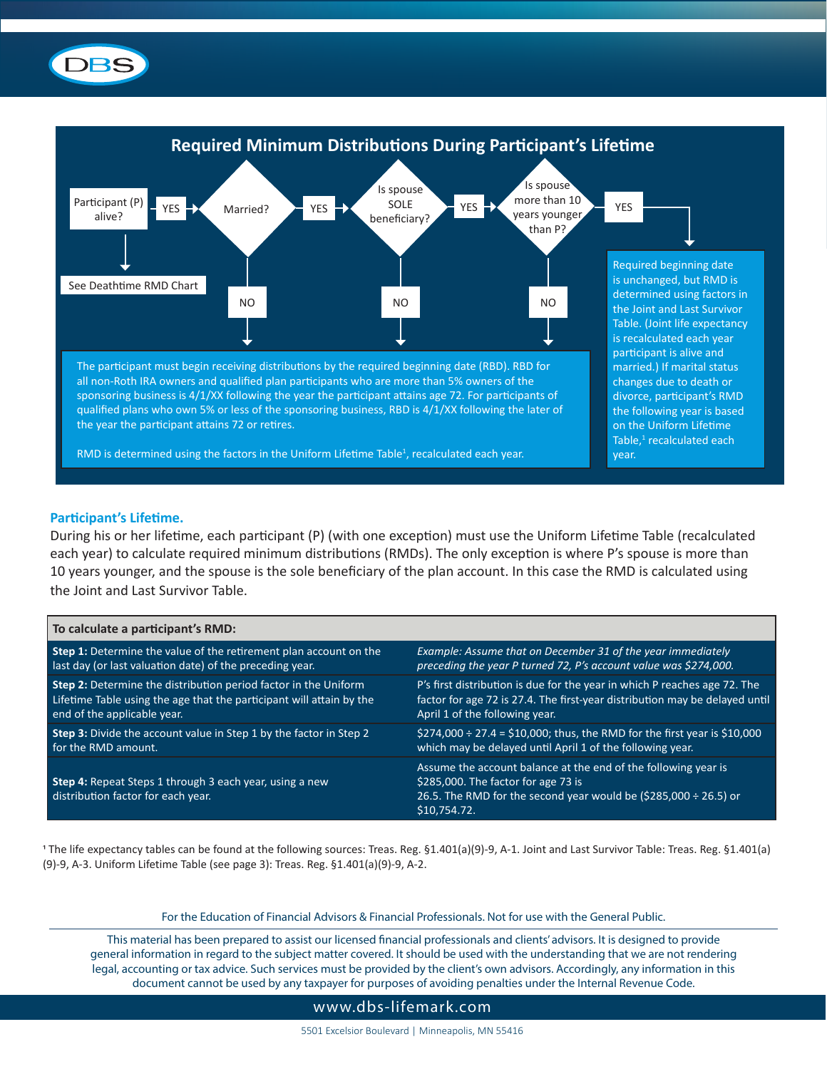## Required Minimum Distributions During Participant's Lifetime

Participant (P) alive? → YES → Married? → YES → Is spouse SOLE beneficiary? → YES → Is spouse more than 10 years younger than P? → YES

Participant (P) alive? → See Deathtime RMD Chart

Married? → NO; Is spouse SOLE beneficiary? → NO; Is spouse more than 10 years younger than P? → NO

The participant must begin receiving distributions by the required beginning date (RBD). RBD for all non-Roth IRA owners and qualified plan participants who are more than 5% owners of the sponsoring business is 4/1/XX following the year the participant attains age 72. For participants of qualified plans who own 5% or less of the sponsoring business, RBD is 4/1/XX following the later of the year the participant attains 72 or retires.

RMD is determined using the factors in the Uniform Lifetime Table[1], recalculated each year.

Required beginning date is unchanged, but RMD is determined using factors in the Joint and Last Survivor Table. (Joint life expectancy is recalculated each year participant is alive and married.) If marital status changes due to death or divorce, participant's RMD the following year is based on the Uniform Lifetime Table,[1] recalculated each year.

### Participant's Lifetime.

During his or her lifetime, each participant (P) (with one exception) must use the Uniform Lifetime Table (recalculated each year) to calculate required minimum distributions (RMDs). The only exception is where P's spouse is more than 10 years younger, and the spouse is the sole beneficiary of the plan account. In this case the RMD is calculated using the Joint and Last Survivor Table.

| To calculate a participant's RMD: | |
|---|---|
| **Step 1:** Determine the value of the retirement plan account on the last day (or last valuation date) of the preceding year. | *Example: Assume that on December 31 of the year immediately preceding the year P turned 72, P's account value was $274,000.* |
| **Step 2:** Determine the distribution period factor in the Uniform Lifetime Table using the age that the participant will attain by the end of the applicable year. | P's first distribution is due for the year in which P reaches age 72. The factor for age 72 is 27.4. The first-year distribution may be delayed until April 1 of the following year. |
| **Step 3:** Divide the account value in Step 1 by the factor in Step 2 for the RMD amount. | $274,000 ÷ 27.4 = $10,000; thus, the RMD for the first year is $10,000 which may be delayed until April 1 of the following year. |
| **Step 4:** Repeat Steps 1 through 3 each year, using a new distribution factor for each year. | Assume the account balance at the end of the following year is $285,000. The factor for age 73 is 26.5. The RMD for the second year would be ($285,000 ÷ 26.5) or $10,754.72. |

[1] The life expectancy tables can be found at the following sources: Treas. Reg. §1.401(a)(9)-9, A-1. Joint and Last Survivor Table: Treas. Reg. §1.401(a)(9)-9, A-3. Uniform Lifetime Table (see page 3): Treas. Reg. §1.401(a)(9)-9, A-2.

For the Education of Financial Advisors & Financial Professionals. Not for use with the General Public.

This material has been prepared to assist our licensed financial professionals and clients' advisors. It is designed to provide general information in regard to the subject matter covered. It should be used with the understanding that we are not rendering legal, accounting or tax advice. Such services must be provided by the client's own advisors. Accordingly, any information in this document cannot be used by any taxpayer for purposes of avoiding penalties under the Internal Revenue Code.

www.dbs-lifemark.com

5501 Excelsior Boulevard | Minneapolis, MN 55416